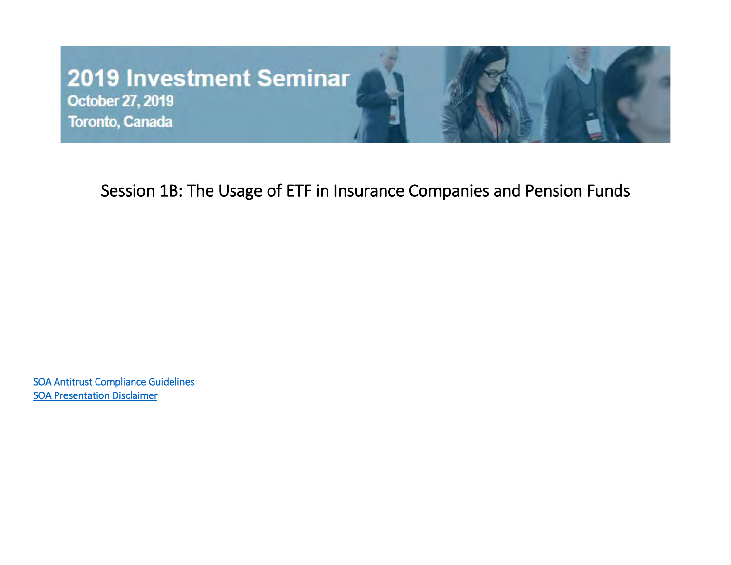# 2019 Investment Seminar

October 27, 2019

Toronto, Canada

## Session 1B: The Usage of ETF in Insurance Companies and Pension Funds

SOA Antitrust Compliance Guidelines
SOA Presentation Disclaimer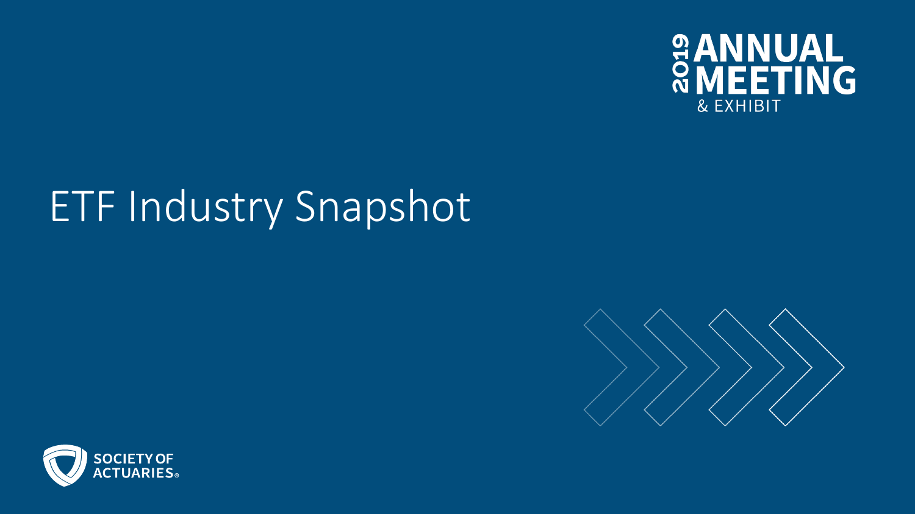# ETF Industry Snapshot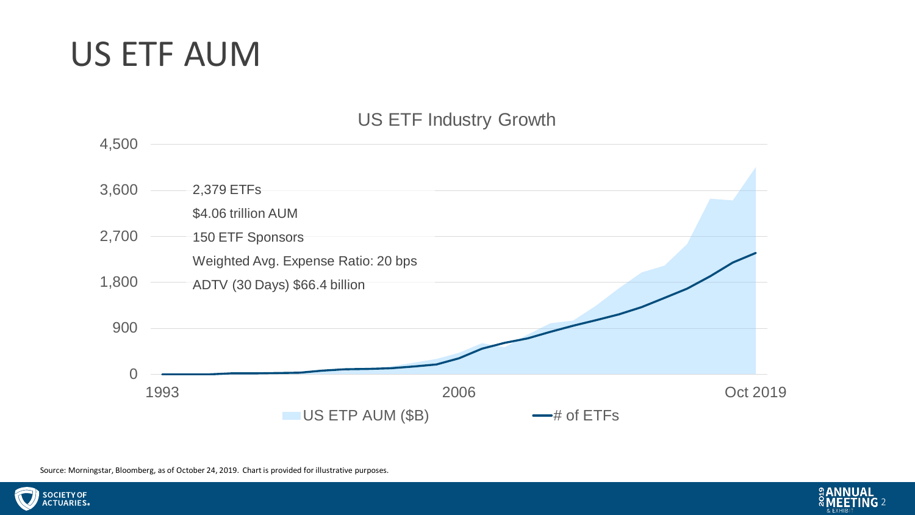# US ETF AUM

US ETF Industry Growth

- 2,379 ETFs
- $4.06 trillion AUM
- 150 ETF Sponsors
- Weighted Avg. Expense Ratio: 20 bps
- ADTV (30 Days) $66.4 billion

Y-axis: 0, 900, 1,800, 2,700, 3,600, 4,500

X-axis: 1993, 2006, Oct 2019

Legend: US ETP AUM ($B) — # of ETFs

Source: Morningstar, Bloomberg, as of October 24, 2019. Chart is provided for illustrative purposes.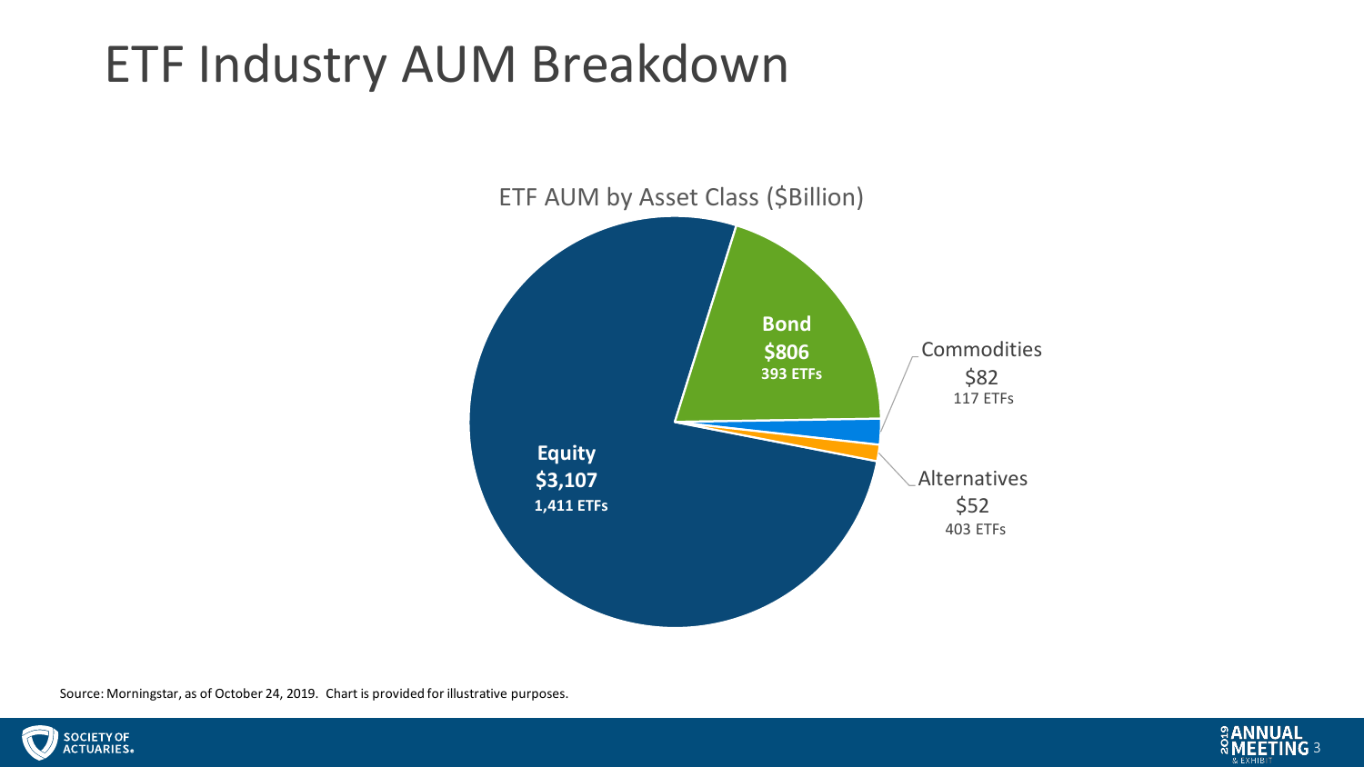# ETF Industry AUM Breakdown

ETF AUM by Asset Class ($Billion)

| Asset Class | AUM ($Billion) | Number of ETFs |
| --- | --- | --- |
| Equity | $3,107 | 1,411 ETFs |
| Bond | $806 | 393 ETFs |
| Commodities | $82 | 117 ETFs |
| Alternatives | $52 | 403 ETFs |

Source: Morningstar, as of October 24, 2019. Chart is provided for illustrative purposes.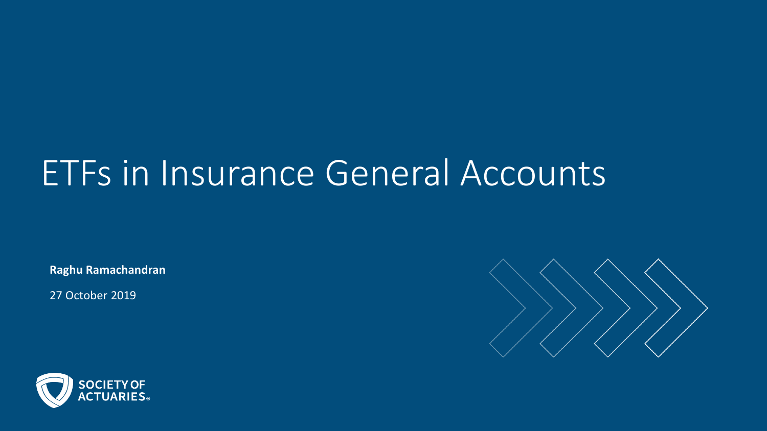# ETFs in Insurance General Accounts

**Raghu Ramachandran**

27 October 2019

SOCIETY OF ACTUARIES®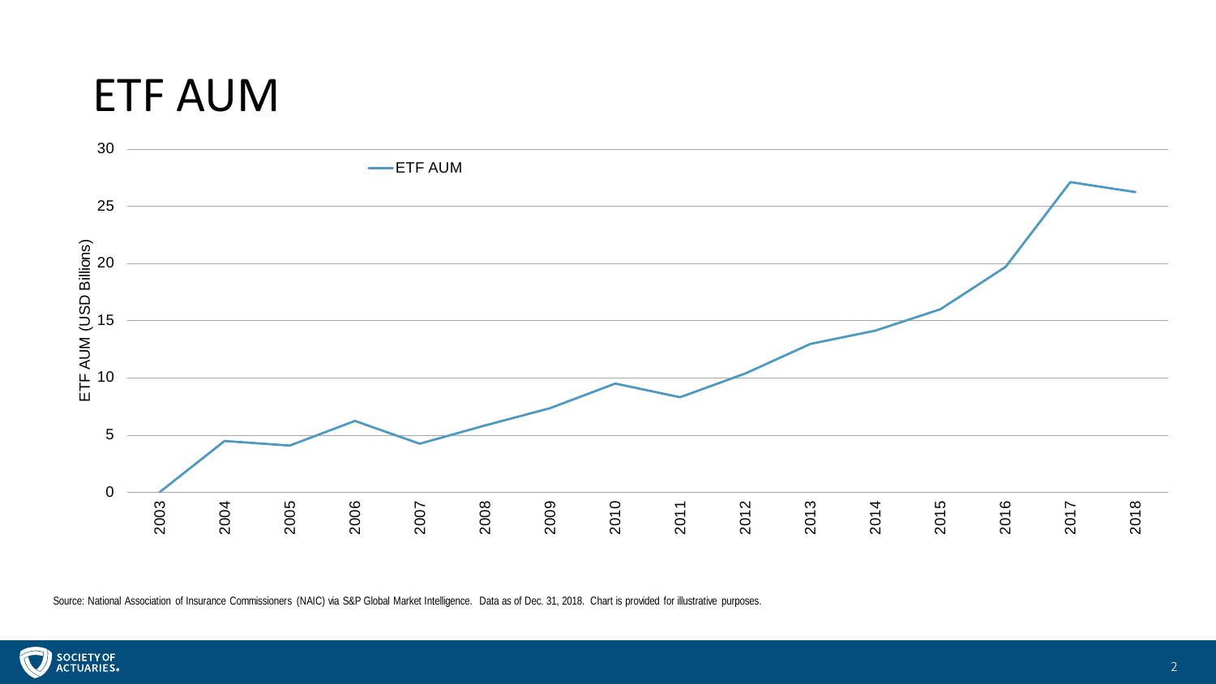# ETF AUM

Source: National Association of Insurance Commissioners (NAIC) via S&P Global Market Intelligence. Data as of Dec. 31, 2018. Chart is provided for illustrative purposes.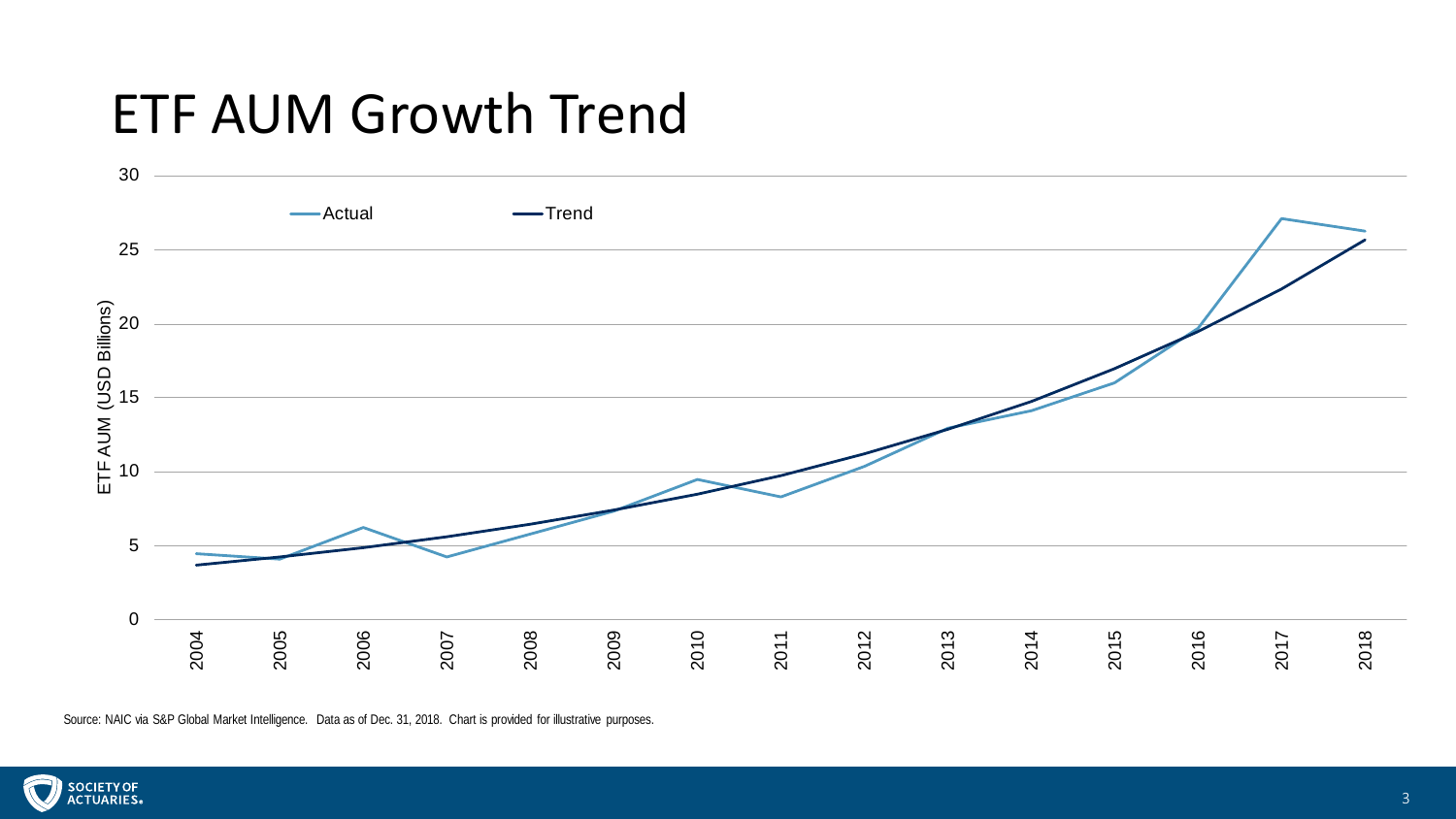# ETF AUM Growth Trend

Source: NAIC via S&P Global Market Intelligence. Data as of Dec. 31, 2018. Chart is provided for illustrative purposes.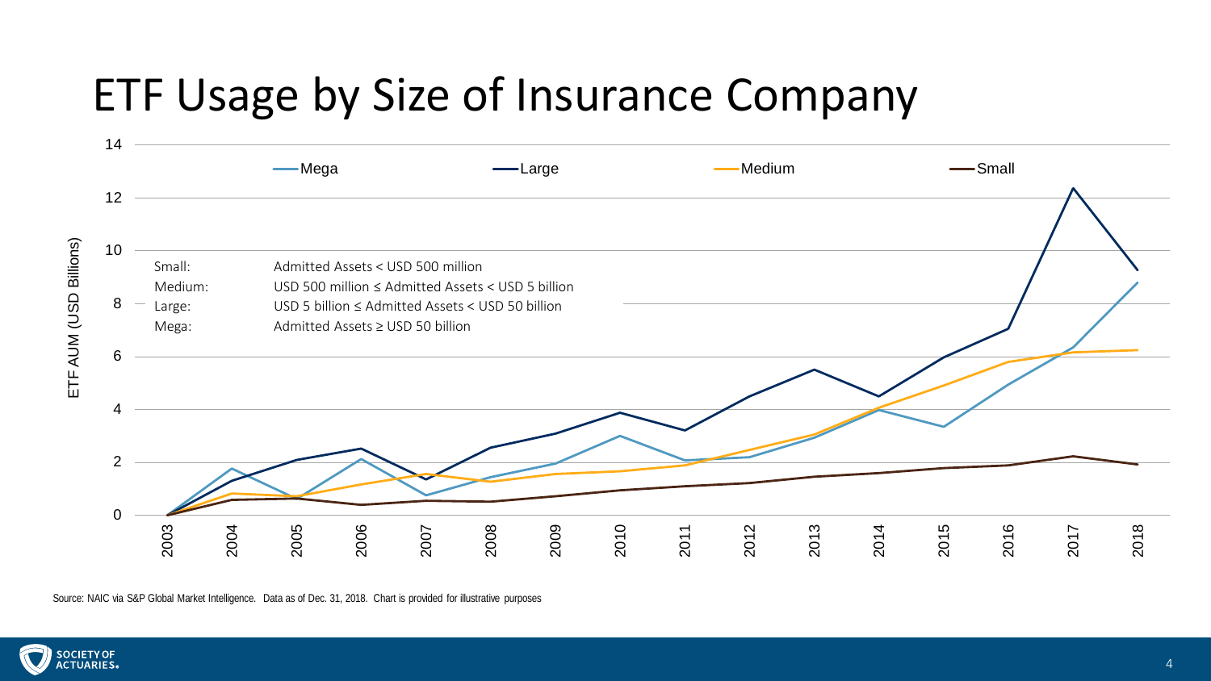# ETF Usage by Size of Insurance Company

| Size | Definition |
|---|---|
| Small: | Admitted Assets < USD 500 million |
| Medium: | USD 500 million ≤ Admitted Assets < USD 5 billion |
| Large: | USD 5 billion ≤ Admitted Assets < USD 50 billion |
| Mega: | Admitted Assets ≥ USD 50 billion |

Chart legend: Mega, Large, Medium, Small

Y-axis: ETF AUM (USD Billions), 0–14

X-axis: 2003–2018

Source: NAIC via S&P Global Market Intelligence. Data as of Dec. 31, 2018. Chart is provided for illustrative purposes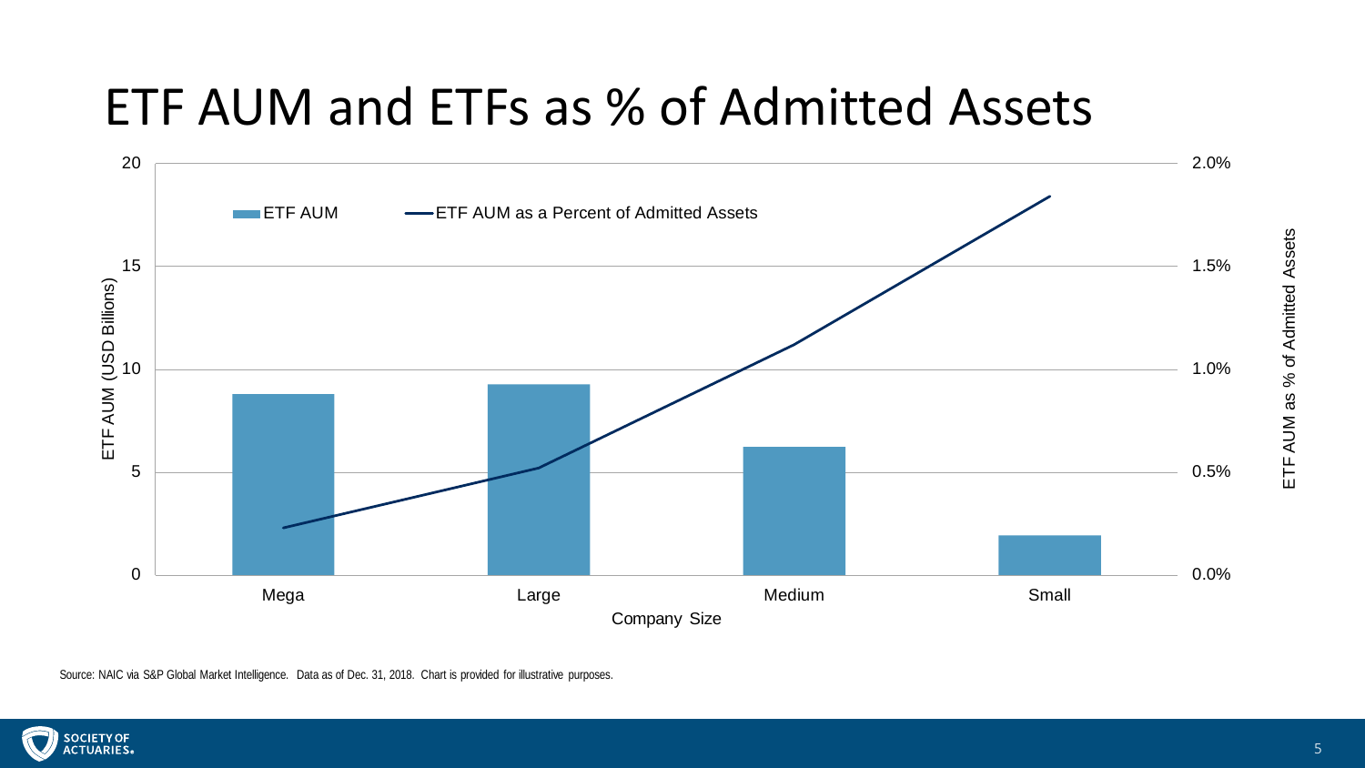# ETF AUM and ETFs as % of Admitted Assets

Source: NAIC via S&P Global Market Intelligence. Data as of Dec. 31, 2018. Chart is provided for illustrative purposes.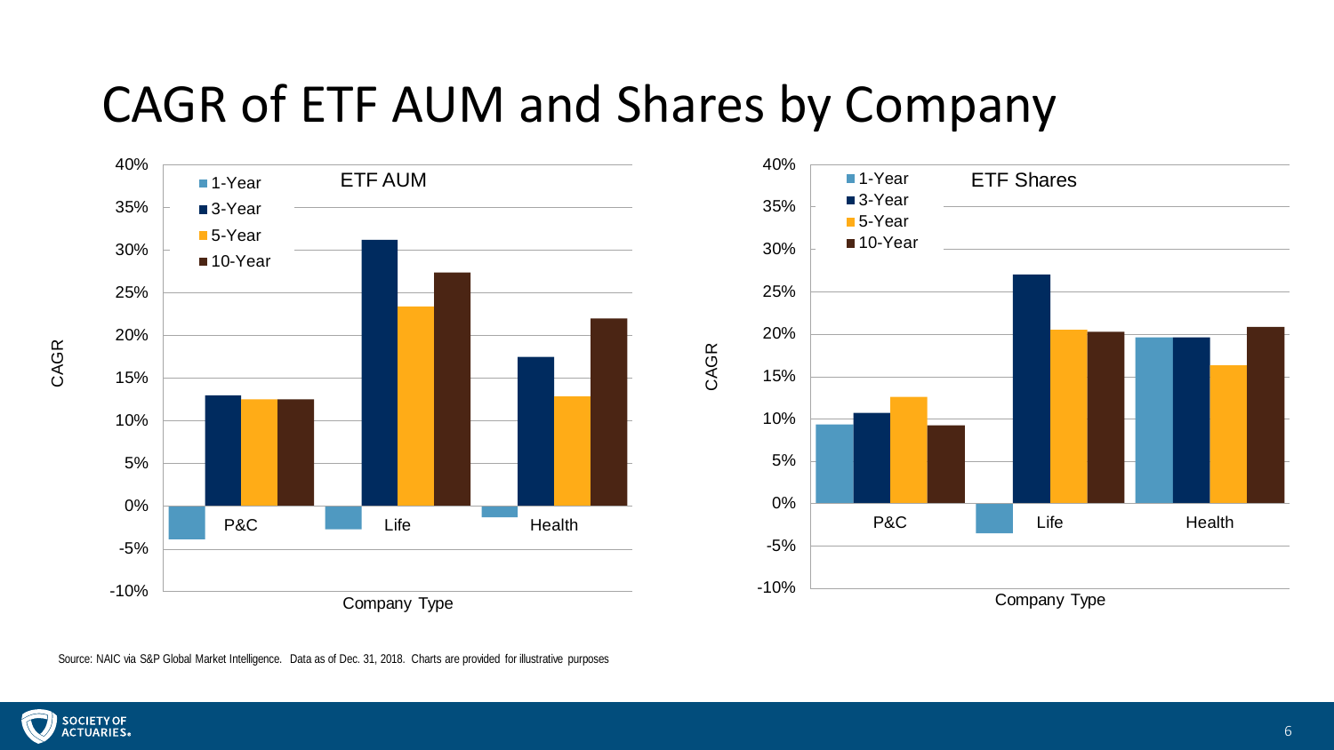# CAGR of ETF AUM and Shares by Company

Source: NAIC via S&P Global Market Intelligence. Data as of Dec. 31, 2018. Charts are provided for illustrative purposes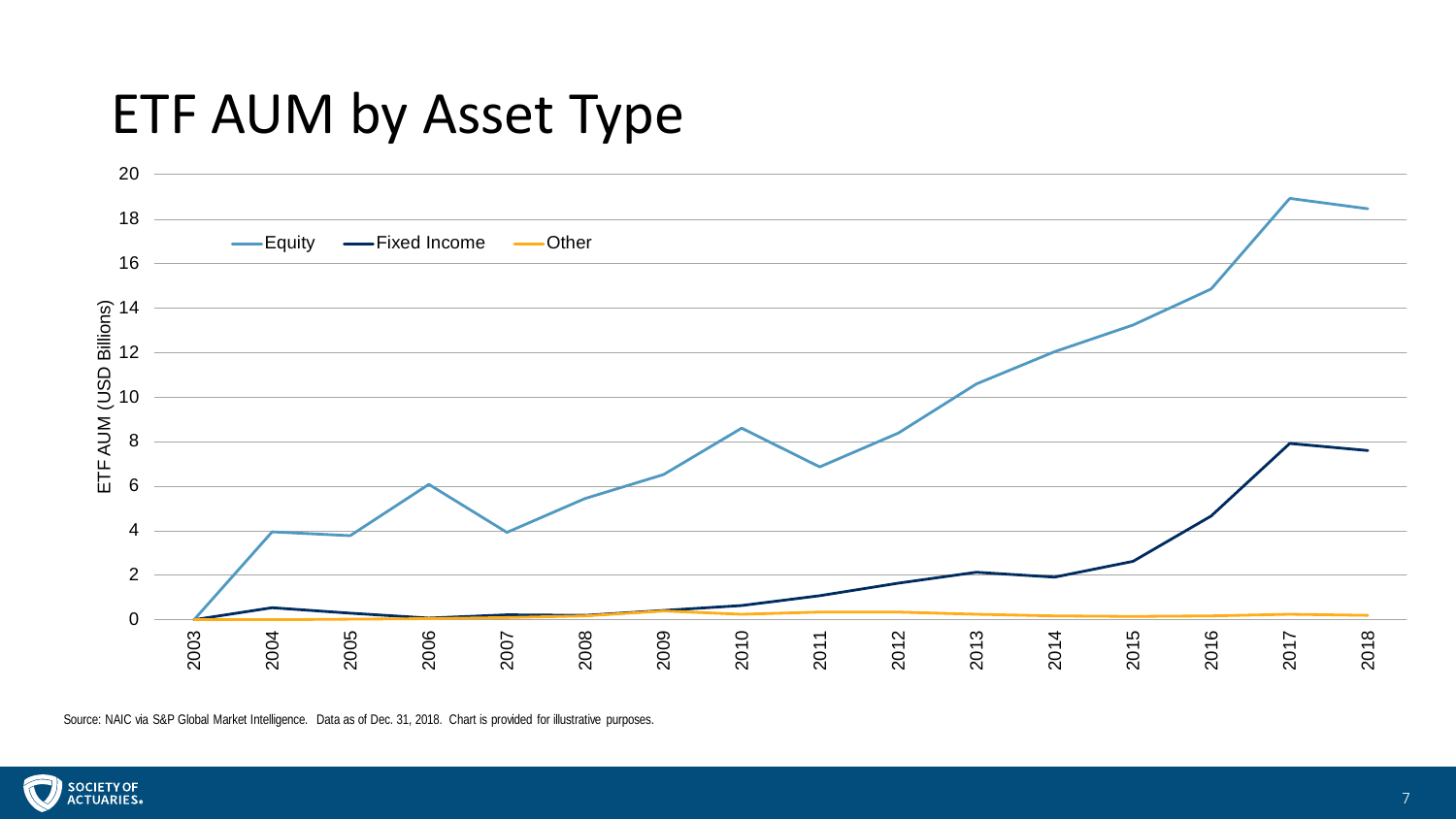# ETF AUM by Asset Type

Source: NAIC via S&P Global Market Intelligence. Data as of Dec. 31, 2018. Chart is provided for illustrative purposes.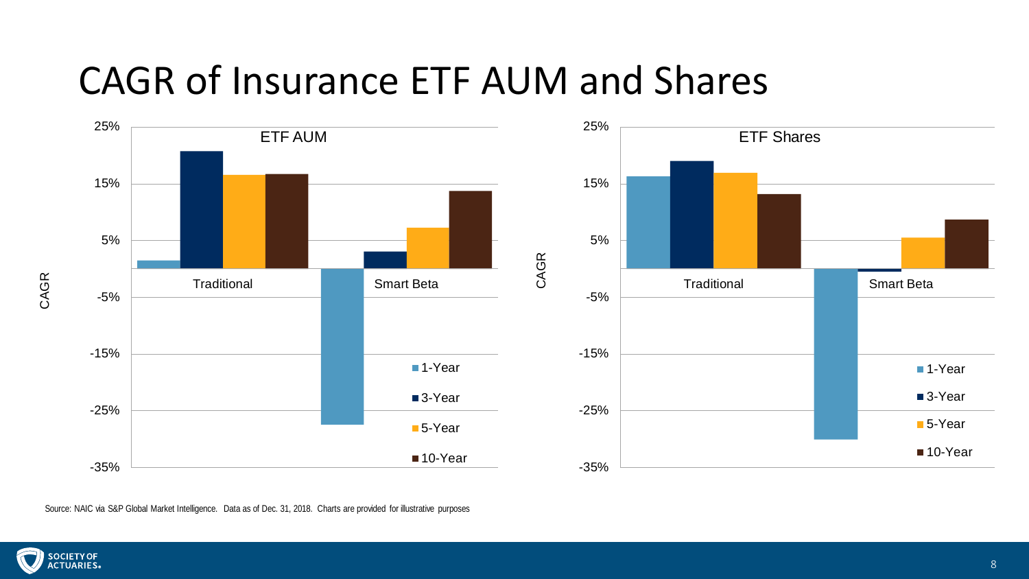# CAGR of Insurance ETF AUM and Shares

ETF AUM

CAGR

25%, 15%, 5%, -5%, -15%, -25%, -35%

Traditional | Smart Beta

1-Year | 3-Year | 5-Year | 10-Year

ETF Shares

CAGR

25%, 15%, 5%, -5%, -15%, -25%, -35%

Traditional | Smart Beta

1-Year | 3-Year | 5-Year | 10-Year

Source: NAIC via S&P Global Market Intelligence. Data as of Dec. 31, 2018. Charts are provided for illustrative purposes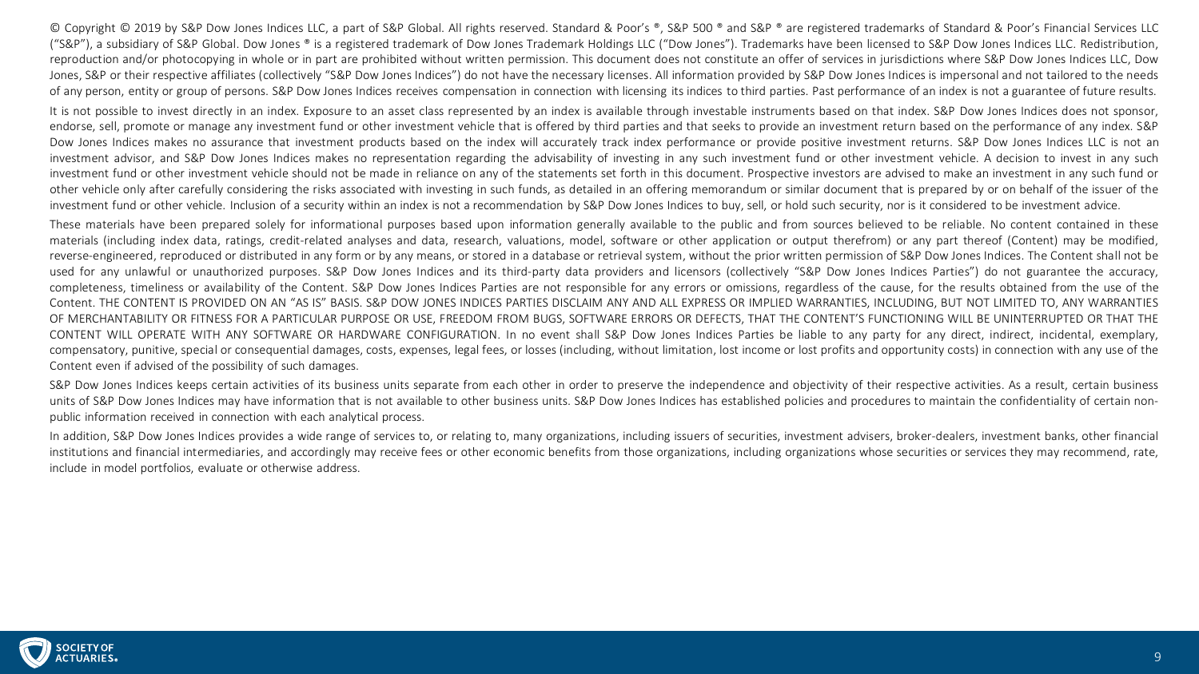© Copyright © 2019 by S&P Dow Jones Indices LLC, a part of S&P Global. All rights reserved. Standard & Poor's ®, S&P 500 ® and S&P ® are registered trademarks of Standard & Poor's Financial Services LLC ("S&P"), a subsidiary of S&P Global. Dow Jones ® is a registered trademark of Dow Jones Trademark Holdings LLC ("Dow Jones"). Trademarks have been licensed to S&P Dow Jones Indices LLC. Redistribution, reproduction and/or photocopying in whole or in part are prohibited without written permission. This document does not constitute an offer of services in jurisdictions where S&P Dow Jones Indices LLC, Dow Jones, S&P or their respective affiliates (collectively "S&P Dow Jones Indices") do not have the necessary licenses. All information provided by S&P Dow Jones Indices is impersonal and not tailored to the needs of any person, entity or group of persons. S&P Dow Jones Indices receives compensation in connection with licensing its indices to third parties. Past performance of an index is not a guarantee of future results.

It is not possible to invest directly in an index. Exposure to an asset class represented by an index is available through investable instruments based on that index. S&P Dow Jones Indices does not sponsor, endorse, sell, promote or manage any investment fund or other investment vehicle that is offered by third parties and that seeks to provide an investment return based on the performance of any index. S&P Dow Jones Indices makes no assurance that investment products based on the index will accurately track index performance or provide positive investment returns. S&P Dow Jones Indices LLC is not an investment advisor, and S&P Dow Jones Indices makes no representation regarding the advisability of investing in any such investment fund or other investment vehicle. A decision to invest in any such investment fund or other investment vehicle should not be made in reliance on any of the statements set forth in this document. Prospective investors are advised to make an investment in any such fund or other vehicle only after carefully considering the risks associated with investing in such funds, as detailed in an offering memorandum or similar document that is prepared by or on behalf of the issuer of the investment fund or other vehicle. Inclusion of a security within an index is not a recommendation by S&P Dow Jones Indices to buy, sell, or hold such security, nor is it considered to be investment advice.

These materials have been prepared solely for informational purposes based upon information generally available to the public and from sources believed to be reliable. No content contained in these materials (including index data, ratings, credit-related analyses and data, research, valuations, model, software or other application or output therefrom) or any part thereof (Content) may be modified, reverse-engineered, reproduced or distributed in any form or by any means, or stored in a database or retrieval system, without the prior written permission of S&P Dow Jones Indices. The Content shall not be used for any unlawful or unauthorized purposes. S&P Dow Jones Indices and its third-party data providers and licensors (collectively "S&P Dow Jones Indices Parties") do not guarantee the accuracy, completeness, timeliness or availability of the Content. S&P Dow Jones Indices Parties are not responsible for any errors or omissions, regardless of the cause, for the results obtained from the use of the Content. THE CONTENT IS PROVIDED ON AN "AS IS" BASIS. S&P DOW JONES INDICES PARTIES DISCLAIM ANY AND ALL EXPRESS OR IMPLIED WARRANTIES, INCLUDING, BUT NOT LIMITED TO, ANY WARRANTIES OF MERCHANTABILITY OR FITNESS FOR A PARTICULAR PURPOSE OR USE, FREEDOM FROM BUGS, SOFTWARE ERRORS OR DEFECTS, THAT THE CONTENT'S FUNCTIONING WILL BE UNINTERRUPTED OR THAT THE CONTENT WILL OPERATE WITH ANY SOFTWARE OR HARDWARE CONFIGURATION. In no event shall S&P Dow Jones Indices Parties be liable to any party for any direct, indirect, incidental, exemplary, compensatory, punitive, special or consequential damages, costs, expenses, legal fees, or losses (including, without limitation, lost income or lost profits and opportunity costs) in connection with any use of the Content even if advised of the possibility of such damages.

S&P Dow Jones Indices keeps certain activities of its business units separate from each other in order to preserve the independence and objectivity of their respective activities. As a result, certain business units of S&P Dow Jones Indices may have information that is not available to other business units. S&P Dow Jones Indices has established policies and procedures to maintain the confidentiality of certain non-public information received in connection with each analytical process.

In addition, S&P Dow Jones Indices provides a wide range of services to, or relating to, many organizations, including issuers of securities, investment advisers, broker-dealers, investment banks, other financial institutions and financial intermediaries, and accordingly may receive fees or other economic benefits from those organizations, including organizations whose securities or services they may recommend, rate, include in model portfolios, evaluate or otherwise address.